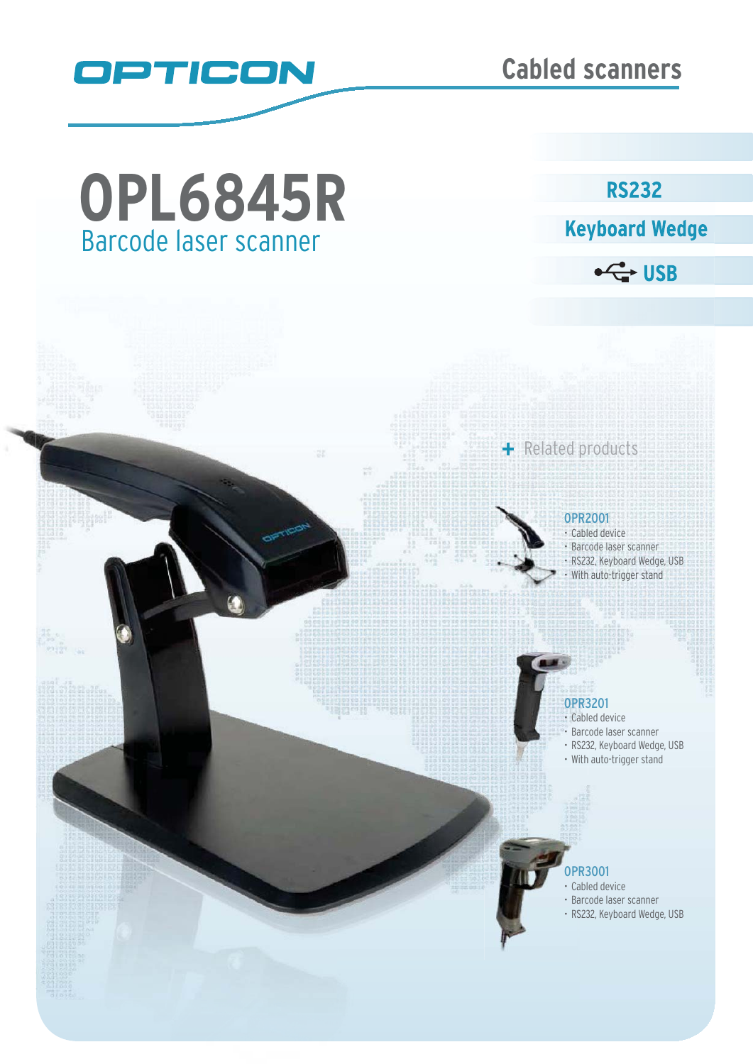OPTICON

Cabled scanners

# OPL6845R

## Barcode laser scanner

**RS232**

**Keyboard Wedge**

**USB**

+ Related products

**OPR2001**
- Cabled device
- Barcode laser scanner
- RS232, Keyboard Wedge, USB
- With auto-trigger stand

**OPR3201**
- Cabled device
- Barcode laser scanner
- RS232, Keyboard Wedge, USB
- With auto-trigger stand

**OPR3001**
- Cabled device
- Barcode laser scanner
- RS232, Keyboard Wedge, USB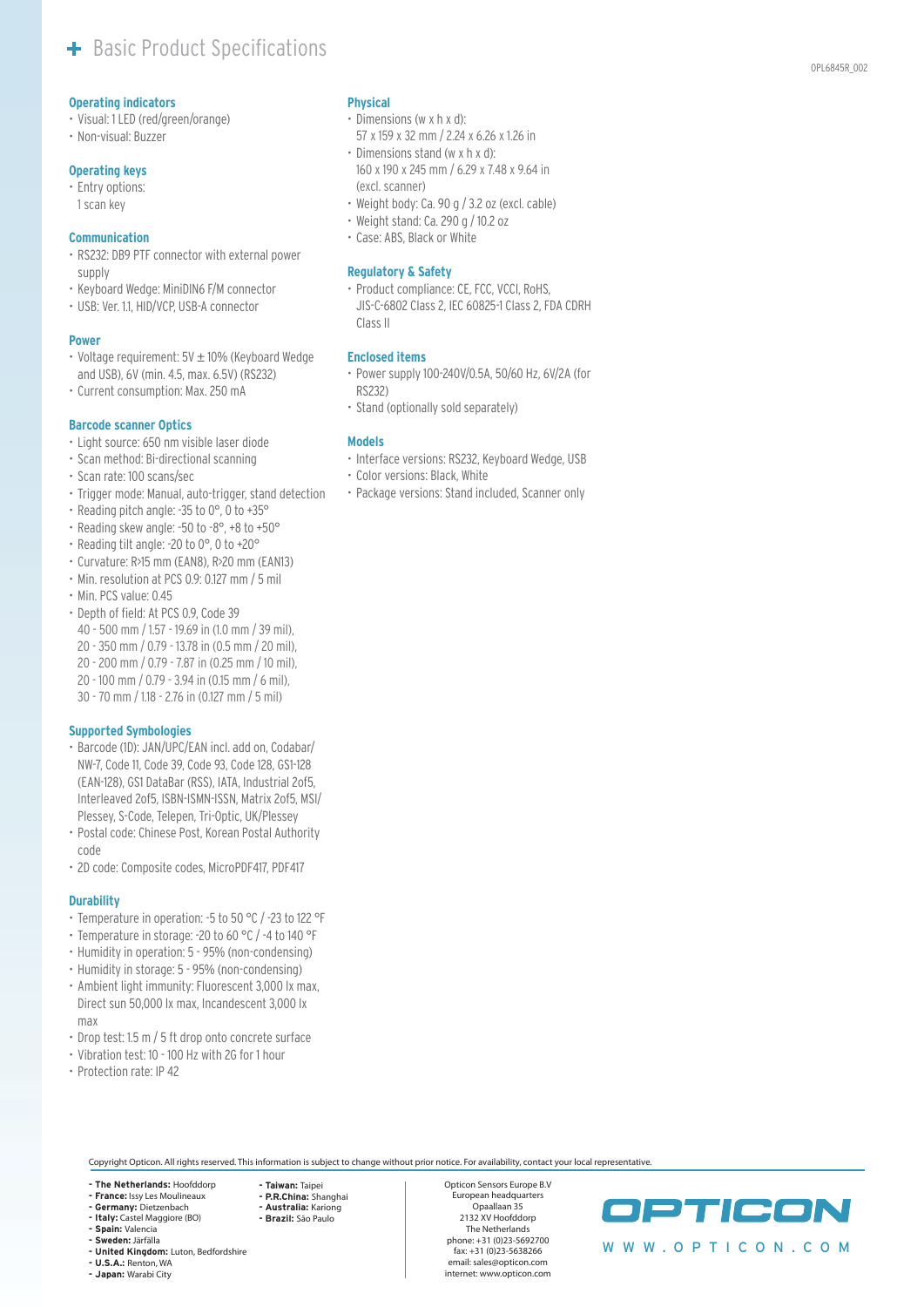# + Basic Product Specifications

OPL6845R_002

### Operating indicators
- Visual: 1 LED (red/green/orange)
- Non-visual: Buzzer

### Operating keys
- Entry options:
  1 scan key

### Communication
- RS232: DB9 PTF connector with external power supply
- Keyboard Wedge: MiniDIN6 F/M connector
- USB: Ver. 1.1, HID/VCP, USB-A connector

### Power
- Voltage requirement: 5V ± 10% (Keyboard Wedge and USB), 6V (min. 4.5, max. 6.5V) (RS232)
- Current consumption: Max. 250 mA

### Barcode scanner Optics
- Light source: 650 nm visible laser diode
- Scan method: Bi-directional scanning
- Scan rate: 100 scans/sec
- Trigger mode: Manual, auto-trigger, stand detection
- Reading pitch angle: -35 to 0°, 0 to +35°
- Reading skew angle: -50 to -8°, +8 to +50°
- Reading tilt angle: -20 to 0°, 0 to +20°
- Curvature: R>15 mm (EAN8), R>20 mm (EAN13)
- Min. resolution at PCS 0.9: 0.127 mm / 5 mil
- Min. PCS value: 0.45
- Depth of field: At PCS 0.9, Code 39
  40 - 500 mm / 1.57 - 19.69 in (1.0 mm / 39 mil),
  20 - 350 mm / 0.79 - 13.78 in (0.5 mm / 20 mil),
  20 - 200 mm / 0.79 - 7.87 in (0.25 mm / 10 mil),
  20 - 100 mm / 0.79 - 3.94 in (0.15 mm / 6 mil),
  30 - 70 mm / 1.18 - 2.76 in (0.127 mm / 5 mil)

### Supported Symbologies
- Barcode (1D): JAN/UPC/EAN incl. add on, Codabar/NW-7, Code 11, Code 39, Code 93, Code 128, GS1-128 (EAN-128), GS1 DataBar (RSS), IATA, Industrial 2of5, Interleaved 2of5, ISBN-ISMN-ISSN, Matrix 2of5, MSI/Plessey, S-Code, Telepen, Tri-Optic, UK/Plessey
- Postal code: Chinese Post, Korean Postal Authority code
- 2D code: Composite codes, MicroPDF417, PDF417

### Durability
- Temperature in operation: -5 to 50 °C / -23 to 122 °F
- Temperature in storage: -20 to 60 °C / -4 to 140 °F
- Humidity in operation: 5 - 95% (non-condensing)
- Humidity in storage: 5 - 95% (non-condensing)
- Ambient light immunity: Fluorescent 3,000 lx max, Direct sun 50,000 lx max, Incandescent 3,000 lx max
- Drop test: 1.5 m / 5 ft drop onto concrete surface
- Vibration test: 10 - 100 Hz with 2G for 1 hour
- Protection rate: IP 42

### Physical
- Dimensions (w x h x d):
  57 x 159 x 32 mm / 2.24 x 6.26 x 1.26 in
- Dimensions stand (w x h x d):
  160 x 190 x 245 mm / 6.29 x 7.48 x 9.64 in (excl. scanner)
- Weight body: Ca. 90 g / 3.2 oz (excl. cable)
- Weight stand: Ca. 290 g / 10.2 oz
- Case: ABS, Black or White

### Regulatory & Safety
- Product compliance: CE, FCC, VCCI, RoHS, JIS-C-6802 Class 2, IEC 60825-1 Class 2, FDA CDRH Class II

### Enclosed items
- Power supply 100-240V/0.5A, 50/60 Hz, 6V/2A (for RS232)
- Stand (optionally sold separately)

### Models
- Interface versions: RS232, Keyboard Wedge, USB
- Color versions: Black, White
- Package versions: Stand included, Scanner only

Copyright Opticon. All rights reserved. This information is subject to change without prior notice. For availability, contact your local representative.

- **The Netherlands:** Hoofddorp
- **France:** Issy Les Moulineaux
- **Germany:** Dietzenbach
- **Italy:** Castel Maggiore (BO)
- **Spain:** Valencia
- **Sweden:** Järfälla
- **United Kingdom:** Luton, Bedfordshire
- **U.S.A.:** Renton, WA
- **Japan:** Warabi City
- **Taiwan:** Taipei
- **P.R.China:** Shanghai
- **Australia:** Kariong
- **Brazil:** São Paulo

Opticon Sensors Europe B.V
European headquarters
Opaallaan 35
2132 XV Hoofddorp
The Netherlands
phone: +31 (0)23-5692700
fax: +31 (0)23-5638266
email: sales@opticon.com
internet: www.opticon.com

OPTICON
WWW.OPTICON.COM